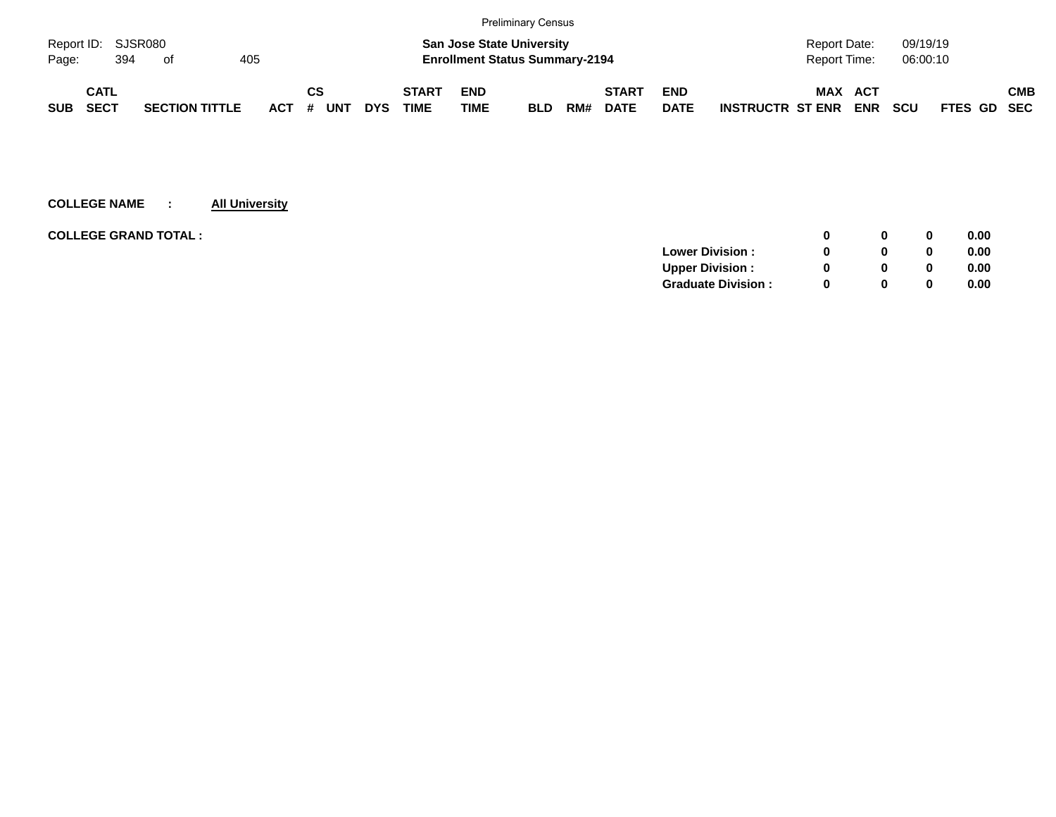Preliminary Census

Report ID: SJSR080
Page: 394 of 405

**San Jose State University**
**Enrollment Status Summary-2194**

Report Date: 09/19/19
Report Time: 06:00:10

| SUB | CATL SECT | SECTION TITTLE | ACT | CS # | UNT | DYS | START TIME | END TIME | BLD | RM# | START DATE | END DATE | INSTRUCTR | MAX ST ENR | ACT ENR | SCU | FTES | GD | CMB SEC |
|---|---|---|---|---|---|---|---|---|---|---|---|---|---|---|---|---|---|---|---|

**COLLEGE NAME : All University**

| | | MAX ST ENR | ACT ENR | SCU | FTES |
|---|---|---|---|---|---|
| **COLLEGE GRAND TOTAL :** | | **0** | **0** | **0** | **0.00** |
| | **Lower Division :** | **0** | **0** | **0** | **0.00** |
| | **Upper Division :** | **0** | **0** | **0** | **0.00** |
| | **Graduate Division :** | **0** | **0** | **0** | **0.00** |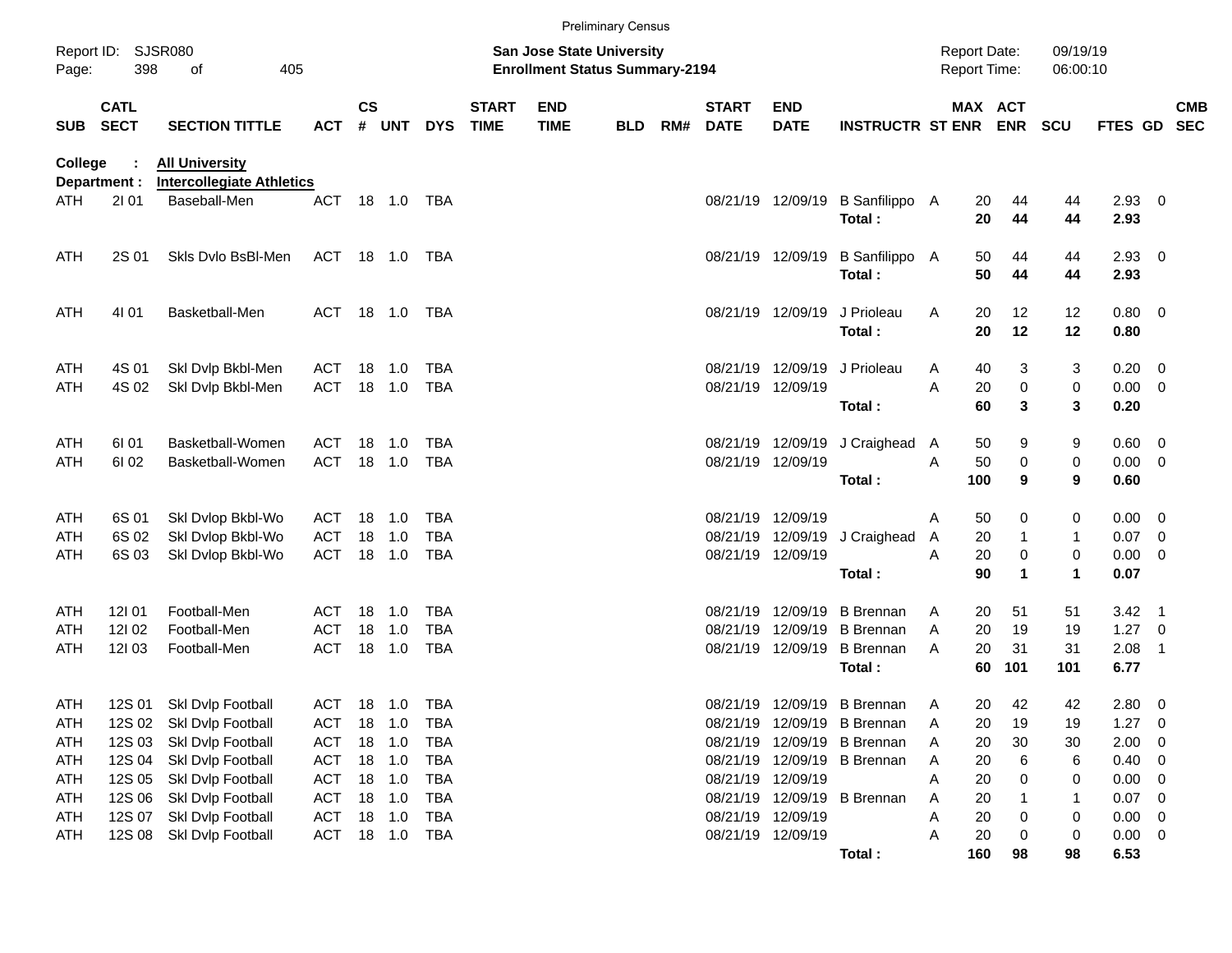Preliminary Census

Report ID: SJSR080
Page: 398 of 405

**San Jose State University**
**Enrollment Status Summary-2194**

Report Date: 09/19/19
Report Time: 06:00:10

College : **All University**
Department : **Intercollegiate Athletics**

| SUB | CATL SECT | SECTION TITTLE | ACT | CS # | UNT | DYS | START TIME | END TIME | BLD | RM# | START DATE | END DATE | INSTRUCTR | ST | MAX ENR | ACT ENR | SCU | FTES | GD | CMB SEC |
|---|---|---|---|---|---|---|---|---|---|---|---|---|---|---|---|---|---|---|---|---|
| ATH | 2I 01 | Baseball-Men | ACT | 18 | 1.0 | TBA | | | | | 08/21/19 | 12/09/19 | B Sanfilippo | A | 20 | 44 | 44 | 2.93 | 0 | |
| | | | | | | | | | | | | | **Total :** | | **20** | **44** | **44** | **2.93** | | |
| ATH | 2S 01 | Skls Dvlo BsBl-Men | ACT | 18 | 1.0 | TBA | | | | | 08/21/19 | 12/09/19 | B Sanfilippo | A | 50 | 44 | 44 | 2.93 | 0 | |
| | | | | | | | | | | | | | **Total :** | | **50** | **44** | **44** | **2.93** | | |
| ATH | 4I 01 | Basketball-Men | ACT | 18 | 1.0 | TBA | | | | | 08/21/19 | 12/09/19 | J Prioleau | A | 20 | 12 | 12 | 0.80 | 0 | |
| | | | | | | | | | | | | | **Total :** | | **20** | **12** | **12** | **0.80** | | |
| ATH | 4S 01 | Skl Dvlp Bkbl-Men | ACT | 18 | 1.0 | TBA | | | | | 08/21/19 | 12/09/19 | J Prioleau | A | 40 | 3 | 3 | 0.20 | 0 | |
| ATH | 4S 02 | Skl Dvlp Bkbl-Men | ACT | 18 | 1.0 | TBA | | | | | 08/21/19 | 12/09/19 | | A | 20 | 0 | 0 | 0.00 | 0 | |
| | | | | | | | | | | | | | **Total :** | | **60** | **3** | **3** | **0.20** | | |
| ATH | 6I 01 | Basketball-Women | ACT | 18 | 1.0 | TBA | | | | | 08/21/19 | 12/09/19 | J Craighead | A | 50 | 9 | 9 | 0.60 | 0 | |
| ATH | 6I 02 | Basketball-Women | ACT | 18 | 1.0 | TBA | | | | | 08/21/19 | 12/09/19 | | A | 50 | 0 | 0 | 0.00 | 0 | |
| | | | | | | | | | | | | | **Total :** | | **100** | **9** | **9** | **0.60** | | |
| ATH | 6S 01 | Skl Dvlop Bkbl-Wo | ACT | 18 | 1.0 | TBA | | | | | 08/21/19 | 12/09/19 | | A | 50 | 0 | 0 | 0.00 | 0 | |
| ATH | 6S 02 | Skl Dvlop Bkbl-Wo | ACT | 18 | 1.0 | TBA | | | | | 08/21/19 | 12/09/19 | J Craighead | A | 20 | 1 | 1 | 0.07 | 0 | |
| ATH | 6S 03 | Skl Dvlop Bkbl-Wo | ACT | 18 | 1.0 | TBA | | | | | 08/21/19 | 12/09/19 | | A | 20 | 0 | 0 | 0.00 | 0 | |
| | | | | | | | | | | | | | **Total :** | | **90** | **1** | **1** | **0.07** | | |
| ATH | 12I 01 | Football-Men | ACT | 18 | 1.0 | TBA | | | | | 08/21/19 | 12/09/19 | B Brennan | A | 20 | 51 | 51 | 3.42 | 1 | |
| ATH | 12I 02 | Football-Men | ACT | 18 | 1.0 | TBA | | | | | 08/21/19 | 12/09/19 | B Brennan | A | 20 | 19 | 19 | 1.27 | 0 | |
| ATH | 12I 03 | Football-Men | ACT | 18 | 1.0 | TBA | | | | | 08/21/19 | 12/09/19 | B Brennan | A | 20 | 31 | 31 | 2.08 | 1 | |
| | | | | | | | | | | | | | **Total :** | | **60** | **101** | **101** | **6.77** | | |
| ATH | 12S 01 | Skl Dvlp Football | ACT | 18 | 1.0 | TBA | | | | | 08/21/19 | 12/09/19 | B Brennan | A | 20 | 42 | 42 | 2.80 | 0 | |
| ATH | 12S 02 | Skl Dvlp Football | ACT | 18 | 1.0 | TBA | | | | | 08/21/19 | 12/09/19 | B Brennan | A | 20 | 19 | 19 | 1.27 | 0 | |
| ATH | 12S 03 | Skl Dvlp Football | ACT | 18 | 1.0 | TBA | | | | | 08/21/19 | 12/09/19 | B Brennan | A | 20 | 30 | 30 | 2.00 | 0 | |
| ATH | 12S 04 | Skl Dvlp Football | ACT | 18 | 1.0 | TBA | | | | | 08/21/19 | 12/09/19 | B Brennan | A | 20 | 6 | 6 | 0.40 | 0 | |
| ATH | 12S 05 | Skl Dvlp Football | ACT | 18 | 1.0 | TBA | | | | | 08/21/19 | 12/09/19 | | A | 20 | 0 | 0 | 0.00 | 0 | |
| ATH | 12S 06 | Skl Dvlp Football | ACT | 18 | 1.0 | TBA | | | | | 08/21/19 | 12/09/19 | B Brennan | A | 20 | 1 | 1 | 0.07 | 0 | |
| ATH | 12S 07 | Skl Dvlp Football | ACT | 18 | 1.0 | TBA | | | | | 08/21/19 | 12/09/19 | | A | 20 | 0 | 0 | 0.00 | 0 | |
| ATH | 12S 08 | Skl Dvlp Football | ACT | 18 | 1.0 | TBA | | | | | 08/21/19 | 12/09/19 | | A | 20 | 0 | 0 | 0.00 | 0 | |
| | | | | | | | | | | | | | **Total :** | | **160** | **98** | **98** | **6.53** | | |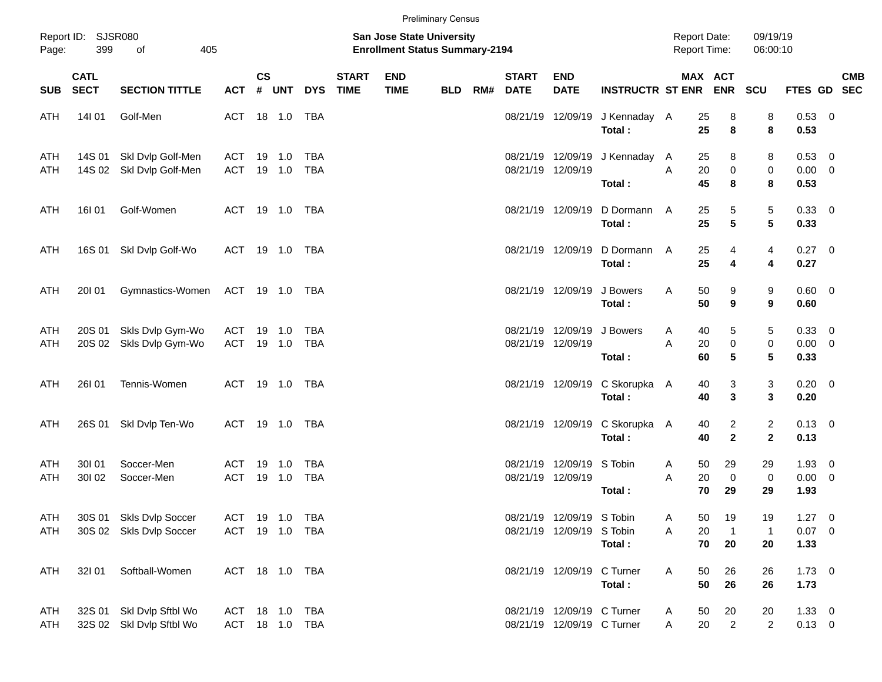Preliminary Census

Report ID: SJSR080 | **San Jose State University** | Report Date: 09/19/19
**Enrollment Status Summary-2194** | Report Time: 06:00:10

| SUB | CATL SECT | SECTION TITTLE | ACT | CS # | UNT | DYS | START TIME | END TIME | BLD | RM# | START DATE | END DATE | INSTRUCTR | ST | MAX ENR | ACT ENR | SCU | FTES | GD | CMB SEC |
|---|---|---|---|---|---|---|---|---|---|---|---|---|---|---|---|---|---|---|---|---|
| ATH | 14I 01 | Golf-Men | ACT | 18 | 1.0 | TBA | | | | | 08/21/19 | 12/09/19 | J Kennaday | A | 25 | 8 | 8 | 0.53 | 0 | |
| | | | | | | | | | | | | | **Total :** | | **25** | **8** | **8** | **0.53** | | |
| ATH | 14S 01 | Skl Dvlp Golf-Men | ACT | 19 | 1.0 | TBA | | | | | 08/21/19 | 12/09/19 | J Kennaday | A | 25 | 8 | 8 | 0.53 | 0 | |
| ATH | 14S 02 | Skl Dvlp Golf-Men | ACT | 19 | 1.0 | TBA | | | | | 08/21/19 | 12/09/19 | | A | 20 | 0 | 0 | 0.00 | 0 | |
| | | | | | | | | | | | | | **Total :** | | **45** | **8** | **8** | **0.53** | | |
| ATH | 16I 01 | Golf-Women | ACT | 19 | 1.0 | TBA | | | | | 08/21/19 | 12/09/19 | D Dormann | A | 25 | 5 | 5 | 0.33 | 0 | |
| | | | | | | | | | | | | | **Total :** | | **25** | **5** | **5** | **0.33** | | |
| ATH | 16S 01 | Skl Dvlp Golf-Wo | ACT | 19 | 1.0 | TBA | | | | | 08/21/19 | 12/09/19 | D Dormann | A | 25 | 4 | 4 | 0.27 | 0 | |
| | | | | | | | | | | | | | **Total :** | | **25** | **4** | **4** | **0.27** | | |
| ATH | 20I 01 | Gymnastics-Women | ACT | 19 | 1.0 | TBA | | | | | 08/21/19 | 12/09/19 | J Bowers | A | 50 | 9 | 9 | 0.60 | 0 | |
| | | | | | | | | | | | | | **Total :** | | **50** | **9** | **9** | **0.60** | | |
| ATH | 20S 01 | Skls Dvlp Gym-Wo | ACT | 19 | 1.0 | TBA | | | | | 08/21/19 | 12/09/19 | J Bowers | A | 40 | 5 | 5 | 0.33 | 0 | |
| ATH | 20S 02 | Skls Dvlp Gym-Wo | ACT | 19 | 1.0 | TBA | | | | | 08/21/19 | 12/09/19 | | A | 20 | 0 | 0 | 0.00 | 0 | |
| | | | | | | | | | | | | | **Total :** | | **60** | **5** | **5** | **0.33** | | |
| ATH | 26I 01 | Tennis-Women | ACT | 19 | 1.0 | TBA | | | | | 08/21/19 | 12/09/19 | C Skorupka | A | 40 | 3 | 3 | 0.20 | 0 | |
| | | | | | | | | | | | | | **Total :** | | **40** | **3** | **3** | **0.20** | | |
| ATH | 26S 01 | Skl Dvlp Ten-Wo | ACT | 19 | 1.0 | TBA | | | | | 08/21/19 | 12/09/19 | C Skorupka | A | 40 | 2 | 2 | 0.13 | 0 | |
| | | | | | | | | | | | | | **Total :** | | **40** | **2** | **2** | **0.13** | | |
| ATH | 30I 01 | Soccer-Men | ACT | 19 | 1.0 | TBA | | | | | 08/21/19 | 12/09/19 | S Tobin | A | 50 | 29 | 29 | 1.93 | 0 | |
| ATH | 30I 02 | Soccer-Men | ACT | 19 | 1.0 | TBA | | | | | 08/21/19 | 12/09/19 | | A | 20 | 0 | 0 | 0.00 | 0 | |
| | | | | | | | | | | | | | **Total :** | | **70** | **29** | **29** | **1.93** | | |
| ATH | 30S 01 | Skls Dvlp Soccer | ACT | 19 | 1.0 | TBA | | | | | 08/21/19 | 12/09/19 | S Tobin | A | 50 | 19 | 19 | 1.27 | 0 | |
| ATH | 30S 02 | Skls Dvlp Soccer | ACT | 19 | 1.0 | TBA | | | | | 08/21/19 | 12/09/19 | S Tobin | A | 20 | 1 | 1 | 0.07 | 0 | |
| | | | | | | | | | | | | | **Total :** | | **70** | **20** | **20** | **1.33** | | |
| ATH | 32I 01 | Softball-Women | ACT | 18 | 1.0 | TBA | | | | | 08/21/19 | 12/09/19 | C Turner | A | 50 | 26 | 26 | 1.73 | 0 | |
| | | | | | | | | | | | | | **Total :** | | **50** | **26** | **26** | **1.73** | | |
| ATH | 32S 01 | Skl Dvlp Sftbl Wo | ACT | 18 | 1.0 | TBA | | | | | 08/21/19 | 12/09/19 | C Turner | A | 50 | 20 | 20 | 1.33 | 0 | |
| ATH | 32S 02 | Skl Dvlp Sftbl Wo | ACT | 18 | 1.0 | TBA | | | | | 08/21/19 | 12/09/19 | C Turner | A | 20 | 2 | 2 | 0.13 | 0 | |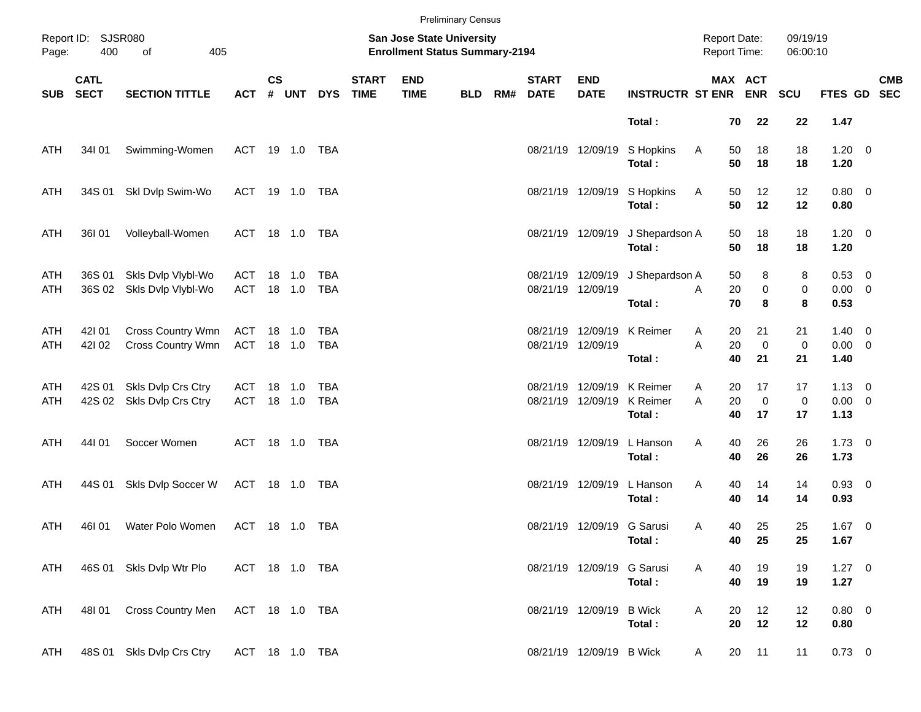Preliminary Census

Report ID: SJSR080
Page: 400 of 405

**San Jose State University**
**Enrollment Status Summary-2194**

Report Date: 09/19/19
Report Time: 06:00:10

| SUB | CATL SECT | SECTION TITTLE | ACT | CS # | UNT | DYS | START TIME | END TIME | BLD | RM# | START DATE | END DATE | INSTRUCTR | ST | MAX ENR | ACT ENR | SCU | FTES | GD | CMB SEC |
|---|---|---|---|---|---|---|---|---|---|---|---|---|---|---|---|---|---|---|---|---|
| | | | | | | | | | | | | | **Total :** | | **70** | **22** | **22** | **1.47** | | |
| ATH | 34I 01 | Swimming-Women | ACT | 19 | 1.0 | TBA | | | | | 08/21/19 | 12/09/19 | S Hopkins | A | 50 | 18 | 18 | 1.20 | 0 | |
| | | | | | | | | | | | | | **Total :** | | **50** | **18** | **18** | **1.20** | | |
| ATH | 34S 01 | Skl Dvlp Swim-Wo | ACT | 19 | 1.0 | TBA | | | | | 08/21/19 | 12/09/19 | S Hopkins | A | 50 | 12 | 12 | 0.80 | 0 | |
| | | | | | | | | | | | | | **Total :** | | **50** | **12** | **12** | **0.80** | | |
| ATH | 36I 01 | Volleyball-Women | ACT | 18 | 1.0 | TBA | | | | | 08/21/19 | 12/09/19 | J Shepardson | A | 50 | 18 | 18 | 1.20 | 0 | |
| | | | | | | | | | | | | | **Total :** | | **50** | **18** | **18** | **1.20** | | |
| ATH | 36S 01 | Skls Dvlp Vlybl-Wo | ACT | 18 | 1.0 | TBA | | | | | 08/21/19 | 12/09/19 | J Shepardson | A | 50 | 8 | 8 | 0.53 | 0 | |
| ATH | 36S 02 | Skls Dvlp Vlybl-Wo | ACT | 18 | 1.0 | TBA | | | | | 08/21/19 | 12/09/19 | | A | 20 | 0 | 0 | 0.00 | 0 | |
| | | | | | | | | | | | | | **Total :** | | **70** | **8** | **8** | **0.53** | | |
| ATH | 42I 01 | Cross Country Wmn | ACT | 18 | 1.0 | TBA | | | | | 08/21/19 | 12/09/19 | K Reimer | A | 20 | 21 | 21 | 1.40 | 0 | |
| ATH | 42I 02 | Cross Country Wmn | ACT | 18 | 1.0 | TBA | | | | | 08/21/19 | 12/09/19 | | A | 20 | 0 | 0 | 0.00 | 0 | |
| | | | | | | | | | | | | | **Total :** | | **40** | **21** | **21** | **1.40** | | |
| ATH | 42S 01 | Skls Dvlp Crs Ctry | ACT | 18 | 1.0 | TBA | | | | | 08/21/19 | 12/09/19 | K Reimer | A | 20 | 17 | 17 | 1.13 | 0 | |
| ATH | 42S 02 | Skls Dvlp Crs Ctry | ACT | 18 | 1.0 | TBA | | | | | 08/21/19 | 12/09/19 | K Reimer | A | 20 | 0 | 0 | 0.00 | 0 | |
| | | | | | | | | | | | | | **Total :** | | **40** | **17** | **17** | **1.13** | | |
| ATH | 44I 01 | Soccer Women | ACT | 18 | 1.0 | TBA | | | | | 08/21/19 | 12/09/19 | L Hanson | A | 40 | 26 | 26 | 1.73 | 0 | |
| | | | | | | | | | | | | | **Total :** | | **40** | **26** | **26** | **1.73** | | |
| ATH | 44S 01 | Skls Dvlp Soccer W | ACT | 18 | 1.0 | TBA | | | | | 08/21/19 | 12/09/19 | L Hanson | A | 40 | 14 | 14 | 0.93 | 0 | |
| | | | | | | | | | | | | | **Total :** | | **40** | **14** | **14** | **0.93** | | |
| ATH | 46I 01 | Water Polo Women | ACT | 18 | 1.0 | TBA | | | | | 08/21/19 | 12/09/19 | G Sarusi | A | 40 | 25 | 25 | 1.67 | 0 | |
| | | | | | | | | | | | | | **Total :** | | **40** | **25** | **25** | **1.67** | | |
| ATH | 46S 01 | Skls Dvlp Wtr Plo | ACT | 18 | 1.0 | TBA | | | | | 08/21/19 | 12/09/19 | G Sarusi | A | 40 | 19 | 19 | 1.27 | 0 | |
| | | | | | | | | | | | | | **Total :** | | **40** | **19** | **19** | **1.27** | | |
| ATH | 48I 01 | Cross Country Men | ACT | 18 | 1.0 | TBA | | | | | 08/21/19 | 12/09/19 | B Wick | A | 20 | 12 | 12 | 0.80 | 0 | |
| | | | | | | | | | | | | | **Total :** | | **20** | **12** | **12** | **0.80** | | |
| ATH | 48S 01 | Skls Dvlp Crs Ctry | ACT | 18 | 1.0 | TBA | | | | | 08/21/19 | 12/09/19 | B Wick | A | 20 | 11 | 11 | 0.73 | 0 | |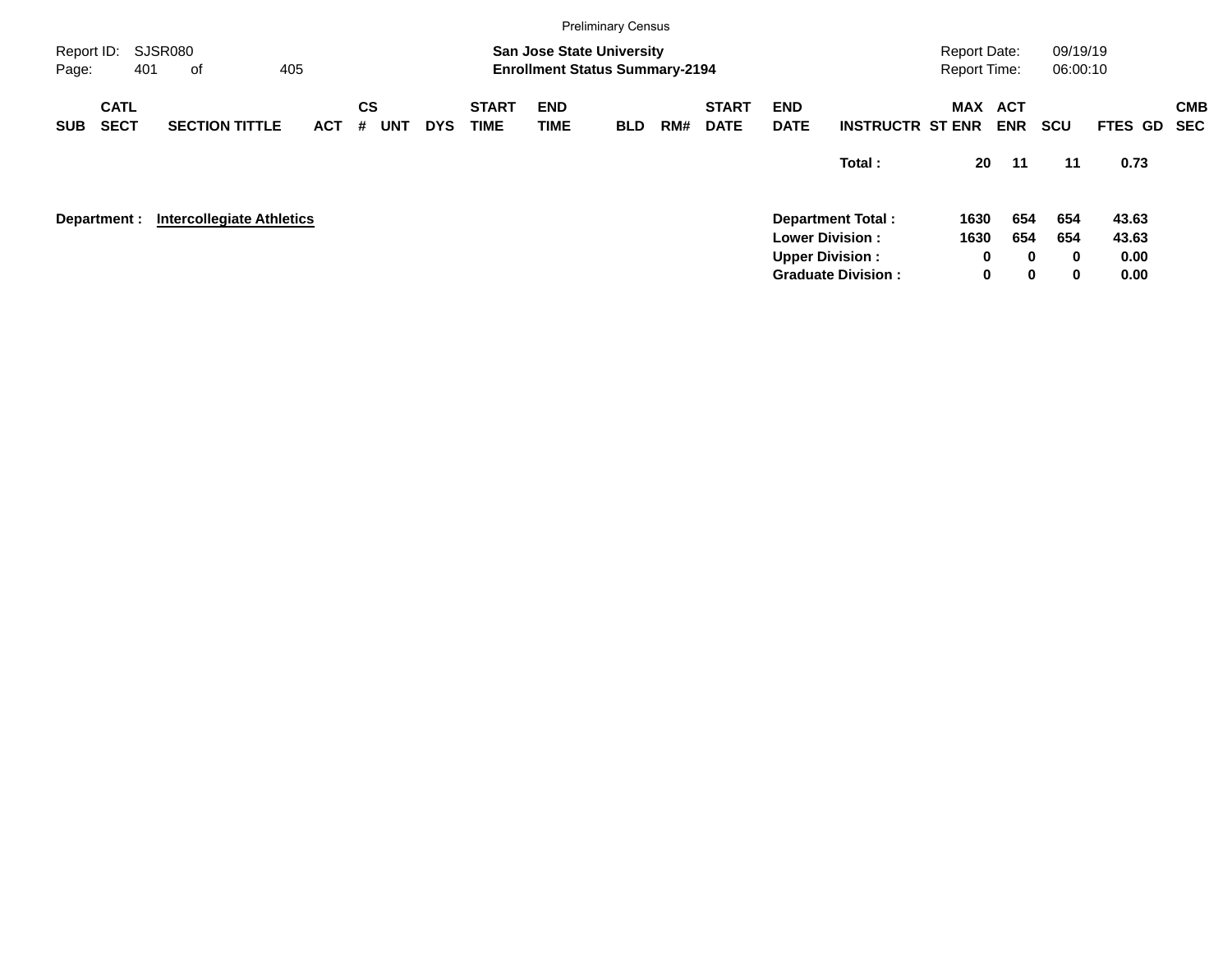Preliminary Census

Report ID: SJSR080
Page: 401 of 405

**San Jose State University**
**Enrollment Status Summary-2194**

Report Date: 09/19/19
Report Time: 06:00:10

| SUB | CATL SECT | SECTION TITTLE | ACT | CS # | UNT | DYS | START TIME | END TIME | BLD | RM# | START DATE | END DATE | INSTRUCTR | ST | MAX ENR | ACT ENR | SCU | FTES | GD | CMB SEC |
|---|---|---|---|---|---|---|---|---|---|---|---|---|---|---|---|---|---|---|---|---|
| | | | | | | | | | | | | | **Total :** | | **20** | **11** | **11** | **0.73** | | |

**Department :** **Intercollegiate Athletics**

| | MAX ENR | ACT ENR | SCU | FTES |
|---|---|---|---|---|
| **Department Total :** | **1630** | **654** | **654** | **43.63** |
| **Lower Division :** | **1630** | **654** | **654** | **43.63** |
| **Upper Division :** | **0** | **0** | **0** | **0.00** |
| **Graduate Division :** | **0** | **0** | **0** | **0.00** |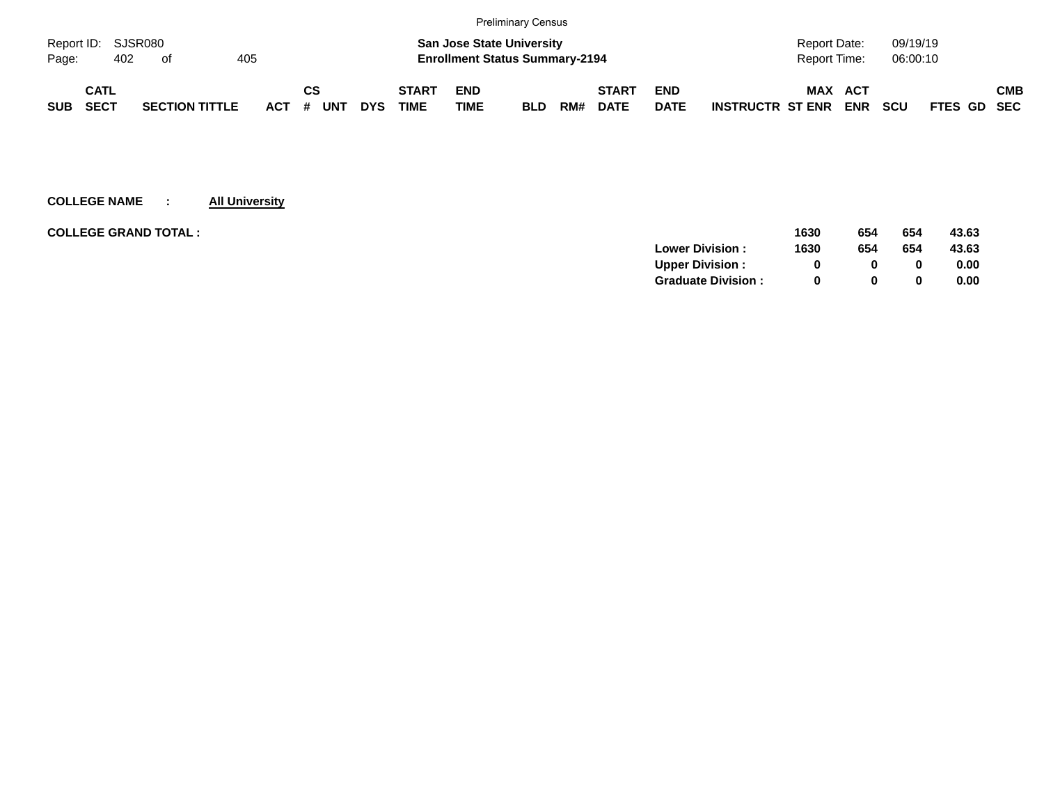Preliminary Census

Report ID: SJSR080

**San Jose State University**
**Enrollment Status Summary-2194**

Report Date: 09/19/19
Report Time: 06:00:10

| SUB | CATL SECT | SECTION TITTLE | ACT | CS # | UNT | DYS | START TIME | END TIME | BLD | RM# | START DATE | END DATE | INSTRUCTR | MAX ST ENR | ACT ENR | SCU | FTES | GD | CMB SEC |
|---|---|---|---|---|---|---|---|---|---|---|---|---|---|---|---|---|---|---|---|

**COLLEGE NAME : All University**

**COLLEGE GRAND TOTAL :**

| | MAX ST ENR | ACT ENR | SCU | FTES |
|---|---|---|---|---|
| | **1630** | **654** | **654** | **43.63** |
| **Lower Division :** | **1630** | **654** | **654** | **43.63** |
| **Upper Division :** | **0** | **0** | **0** | **0.00** |
| **Graduate Division :** | **0** | **0** | **0** | **0.00** |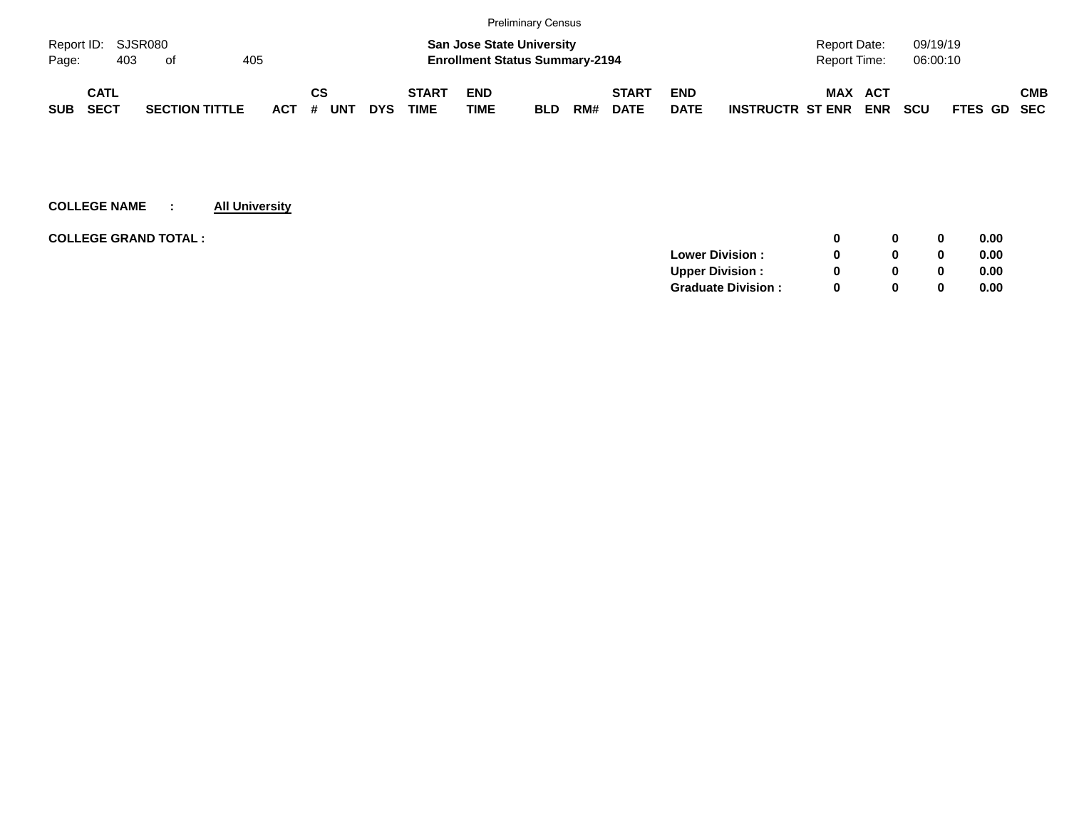Preliminary Census

Report ID: SJSR080

**San Jose State University**
**Enrollment Status Summary-2194**

Report Date: 09/19/19
Report Time: 06:00:10

| SUB | CATL SECT | SECTION TITTLE | ACT | CS # | UNT | DYS | START TIME | END TIME | BLD | RM# | START DATE | END DATE | INSTRUCTR | MAX ST ENR | ACT ENR | SCU | FTES | GD | CMB SEC |
|---|---|---|---|---|---|---|---|---|---|---|---|---|---|---|---|---|---|---|---|

**COLLEGE NAME : All University**

**COLLEGE GRAND TOTAL :**

| | MAX ST ENR | ACT ENR | SCU | FTES |
|---|---|---|---|---|
| | **0** | **0** | **0** | **0.00** |
| **Lower Division :** | **0** | **0** | **0** | **0.00** |
| **Upper Division :** | **0** | **0** | **0** | **0.00** |
| **Graduate Division :** | **0** | **0** | **0** | **0.00** |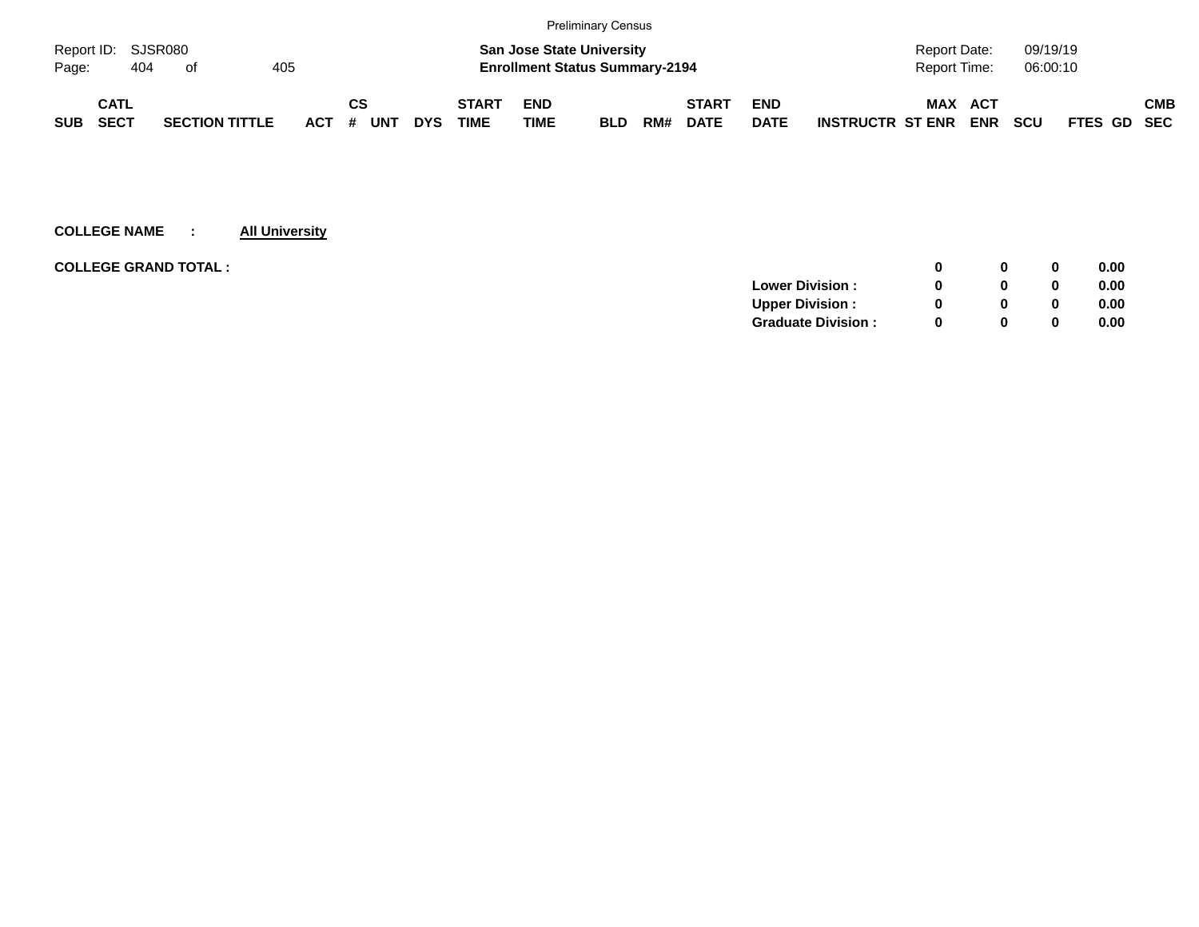Preliminary Census

Report ID: SJSR080

**San Jose State University**
**Enrollment Status Summary-2194**

Report Date: 09/19/19
Report Time: 06:00:10

| SUB | CATL SECT | SECTION TITTLE | ACT | CS # | UNT | DYS | START TIME | END TIME | BLD | RM# | START DATE | END DATE | INSTRUCTR | MAX ST ENR | ACT ENR | SCU | FTES | GD | CMB SEC |
|---|---|---|---|---|---|---|---|---|---|---|---|---|---|---|---|---|---|---|---|

**COLLEGE NAME : All University**

| | MAX ST ENR | ACT ENR | SCU | FTES |
|---|---|---|---|---|
| **COLLEGE GRAND TOTAL :** | **0** | **0** | **0** | **0.00** |
| **Lower Division :** | **0** | **0** | **0** | **0.00** |
| **Upper Division :** | **0** | **0** | **0** | **0.00** |
| **Graduate Division :** | **0** | **0** | **0** | **0.00** |